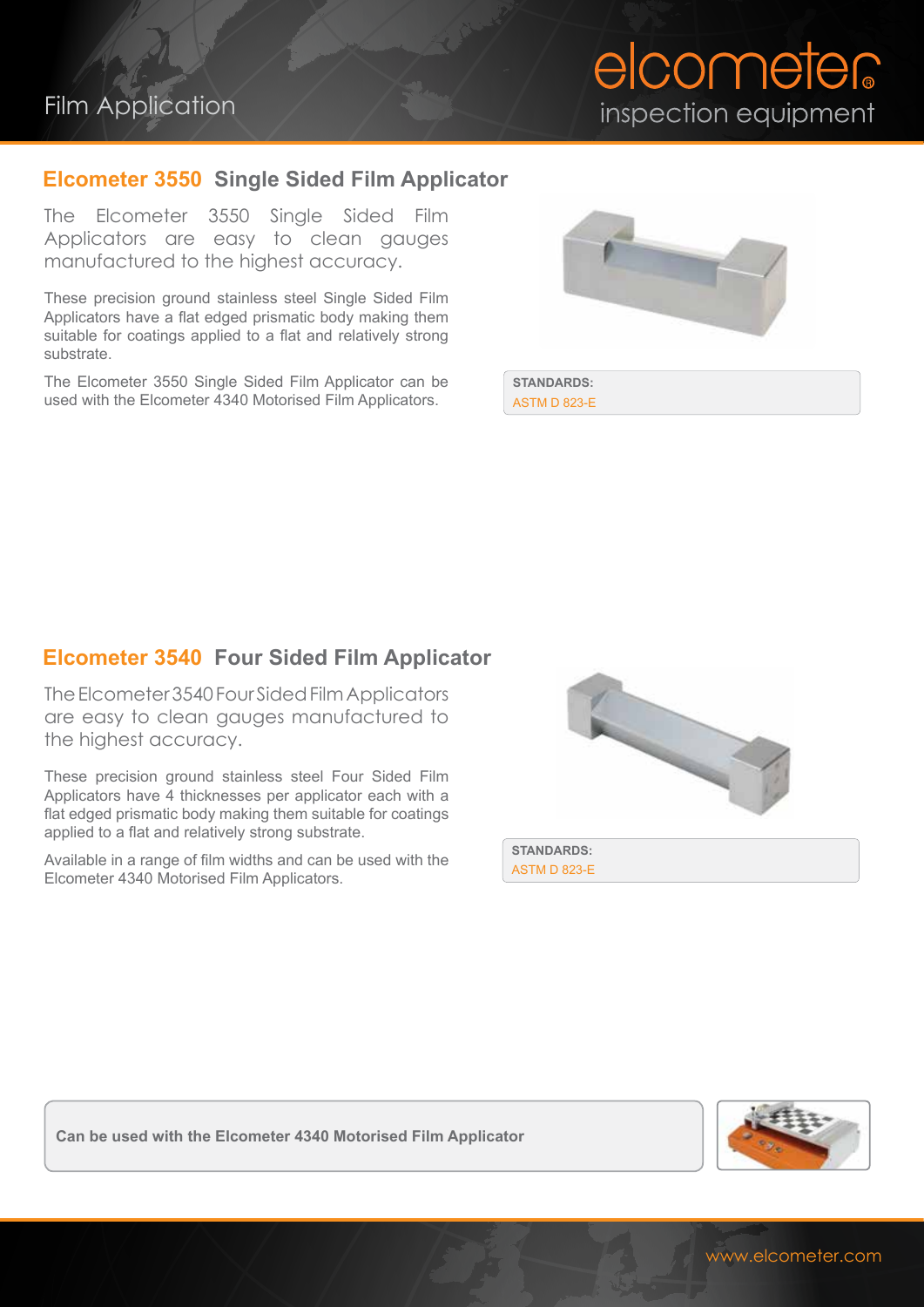Film Application

## Elcometer 3550 Single Sided Film Applicator

The Elcometer 3550 Single Sided Film Applicators are easy to clean gauges manufactured to the highest accuracy.

These precision ground stainless steel Single Sided Film Applicators have a flat edged prismatic body making them suitable for coatings applied to a flat and relatively strong substrate.

The Elcometer 3550 Single Sided Film Applicator can be used with the Elcometer 4340 Motorised Film Applicators.

**STANDARDS:**
ASTM D 823-E

## Elcometer 3540 Four Sided Film Applicator

The Elcometer 3540 Four Sided Film Applicators are easy to clean gauges manufactured to the highest accuracy.

These precision ground stainless steel Four Sided Film Applicators have 4 thicknesses per applicator each with a flat edged prismatic body making them suitable for coatings applied to a flat and relatively strong substrate.

Available in a range of film widths and can be used with the Elcometer 4340 Motorised Film Applicators.

**STANDARDS:**
ASTM D 823-E

**Can be used with the Elcometer 4340 Motorised Film Applicator**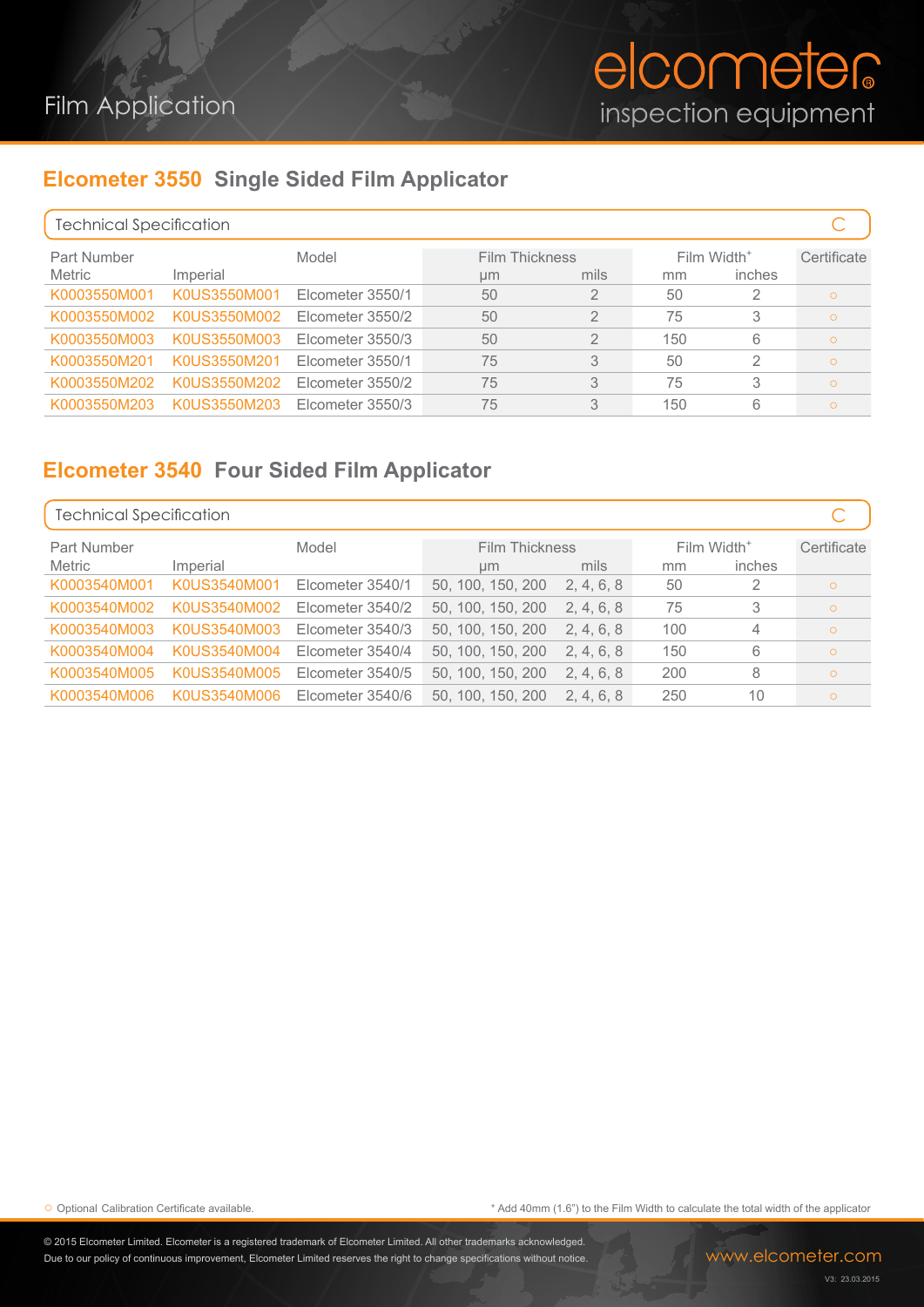Film Application

# Elcometer 3550 Single Sided Film Applicator

| Technical Specification | | | | | | | |
|---|---|---|---|---|---|---|---|
| Part Number | | Model | Film Thickness | | Film Width+ | | Certificate |
| Metric | Imperial | | µm | mils | mm | inches | |
| K0003550M001 | K0US3550M001 | Elcometer 3550/1 | 50 | 2 | 50 | 2 | ○ |
| K0003550M002 | K0US3550M002 | Elcometer 3550/2 | 50 | 2 | 75 | 3 | ○ |
| K0003550M003 | K0US3550M003 | Elcometer 3550/3 | 50 | 2 | 150 | 6 | ○ |
| K0003550M201 | K0US3550M201 | Elcometer 3550/1 | 75 | 3 | 50 | 2 | ○ |
| K0003550M202 | K0US3550M202 | Elcometer 3550/2 | 75 | 3 | 75 | 3 | ○ |
| K0003550M203 | K0US3550M203 | Elcometer 3550/3 | 75 | 3 | 150 | 6 | ○ |

# Elcometer 3540 Four Sided Film Applicator

| Technical Specification | | | | | | | |
|---|---|---|---|---|---|---|---|
| Part Number | | Model | Film Thickness | | Film Width+ | | Certificate |
| Metric | Imperial | | µm | mils | mm | inches | |
| K0003540M001 | K0US3540M001 | Elcometer 3540/1 | 50, 100, 150, 200 | 2, 4, 6, 8 | 50 | 2 | ○ |
| K0003540M002 | K0US3540M002 | Elcometer 3540/2 | 50, 100, 150, 200 | 2, 4, 6, 8 | 75 | 3 | ○ |
| K0003540M003 | K0US3540M003 | Elcometer 3540/3 | 50, 100, 150, 200 | 2, 4, 6, 8 | 100 | 4 | ○ |
| K0003540M004 | K0US3540M004 | Elcometer 3540/4 | 50, 100, 150, 200 | 2, 4, 6, 8 | 150 | 6 | ○ |
| K0003540M005 | K0US3540M005 | Elcometer 3540/5 | 50, 100, 150, 200 | 2, 4, 6, 8 | 200 | 8 | ○ |
| K0003540M006 | K0US3540M006 | Elcometer 3540/6 | 50, 100, 150, 200 | 2, 4, 6, 8 | 250 | 10 | ○ |

○ Optional Calibration Certificate available.

+ Add 40mm (1.6") to the Film Width to calculate the total width of the applicator

© 2015 Elcometer Limited. Elcometer is a registered trademark of Elcometer Limited. All other trademarks acknowledged.
Due to our policy of continuous improvement, Elcometer Limited reserves the right to change specifications without notice.

www.elcometer.com

V3: 23.03.2015